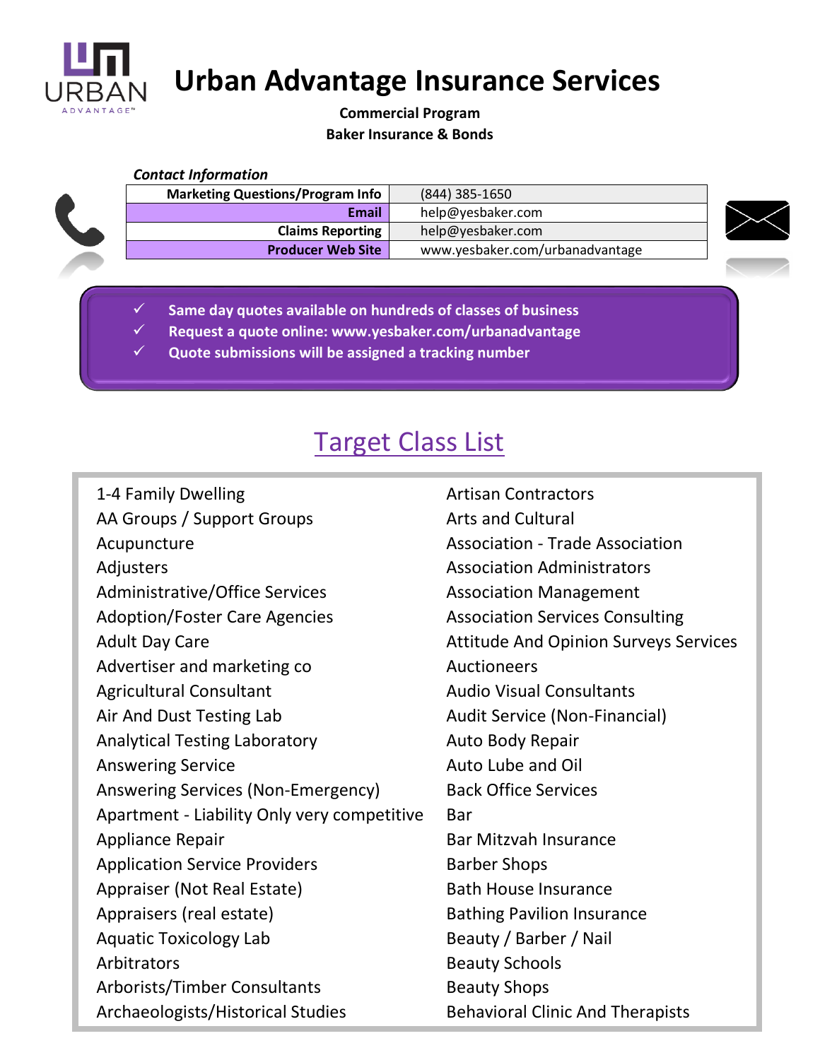# Urban Advantage Insurance Services

**Commercial Program**
**Baker Insurance & Bonds**

***Contact Information***

| | |
|---|---|
| **Marketing Questions/Program Info** | (844) 385-1650 |
| **Email** | help@yesbaker.com |
| **Claims Reporting** | help@yesbaker.com |
| **Producer Web Site** | www.yesbaker.com/urbanadvantage |

- ✓ **Same day quotes available on hundreds of classes of business**
- ✓ **Request a quote online: www.yesbaker.com/urbanadvantage**
- ✓ **Quote submissions will be assigned a tracking number**

## Target Class List

1-4 Family Dwelling
AA Groups / Support Groups
Acupuncture
Adjusters
Administrative/Office Services
Adoption/Foster Care Agencies
Adult Day Care
Advertiser and marketing co
Agricultural Consultant
Air And Dust Testing Lab
Analytical Testing Laboratory
Answering Service
Answering Services (Non-Emergency)
Apartment - Liability Only very competitive
Appliance Repair
Application Service Providers
Appraiser (Not Real Estate)
Appraisers (real estate)
Aquatic Toxicology Lab
Arbitrators
Arborists/Timber Consultants
Archaeologists/Historical Studies
Artisan Contractors
Arts and Cultural
Association - Trade Association
Association Administrators
Association Management
Association Services Consulting
Attitude And Opinion Surveys Services
Auctioneers
Audio Visual Consultants
Audit Service (Non-Financial)
Auto Body Repair
Auto Lube and Oil
Back Office Services
Bar
Bar Mitzvah Insurance
Barber Shops
Bath House Insurance
Bathing Pavilion Insurance
Beauty / Barber / Nail
Beauty Schools
Beauty Shops
Behavioral Clinic And Therapists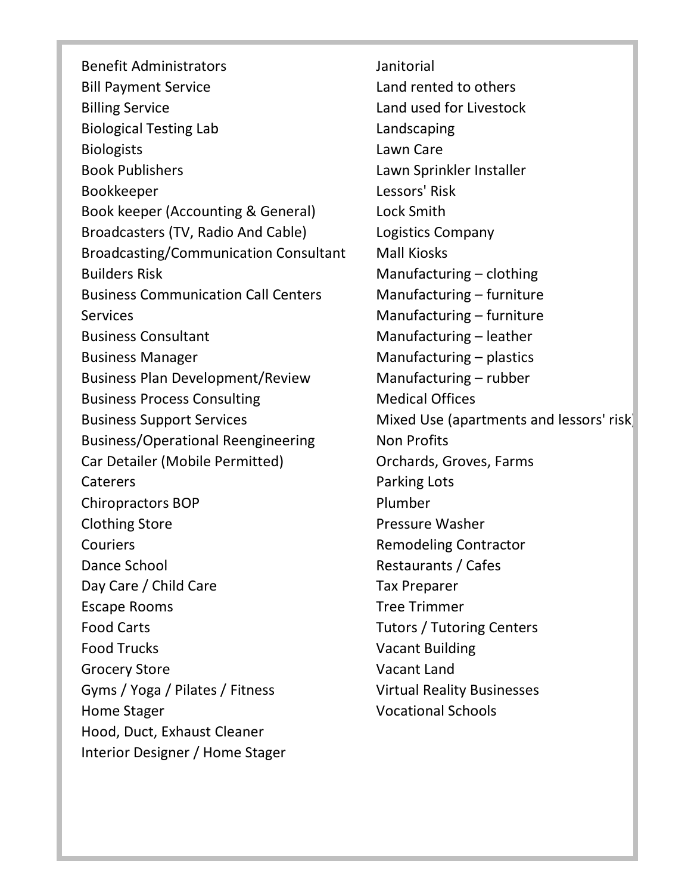- Benefit Administrators
- Bill Payment Service
- Billing Service
- Biological Testing Lab
- Biologists
- Book Publishers
- Bookkeeper
- Book keeper (Accounting & General)
- Broadcasters (TV, Radio And Cable)
- Broadcasting/Communication Consultant
- Builders Risk
- Business Communication Call Centers Services
- Business Consultant
- Business Manager
- Business Plan Development/Review
- Business Process Consulting
- Business Support Services
- Business/Operational Reengineering
- Car Detailer (Mobile Permitted)
- Caterers
- Chiropractors BOP
- Clothing Store
- Couriers
- Dance School
- Day Care / Child Care
- Escape Rooms
- Food Carts
- Food Trucks
- Grocery Store
- Gyms / Yoga / Pilates / Fitness
- Home Stager
- Hood, Duct, Exhaust Cleaner
- Interior Designer / Home Stager
- Janitorial
- Land rented to others
- Land used for Livestock
- Landscaping
- Lawn Care
- Lawn Sprinkler Installer
- Lessors' Risk
- Lock Smith
- Logistics Company
- Mall Kiosks
- Manufacturing – clothing
- Manufacturing – furniture
- Manufacturing – furniture
- Manufacturing – leather
- Manufacturing – plastics
- Manufacturing – rubber
- Medical Offices
- Mixed Use (apartments and lessors' risk)
- Non Profits
- Orchards, Groves, Farms
- Parking Lots
- Plumber
- Pressure Washer
- Remodeling Contractor
- Restaurants / Cafes
- Tax Preparer
- Tree Trimmer
- Tutors / Tutoring Centers
- Vacant Building
- Vacant Land
- Virtual Reality Businesses
- Vocational Schools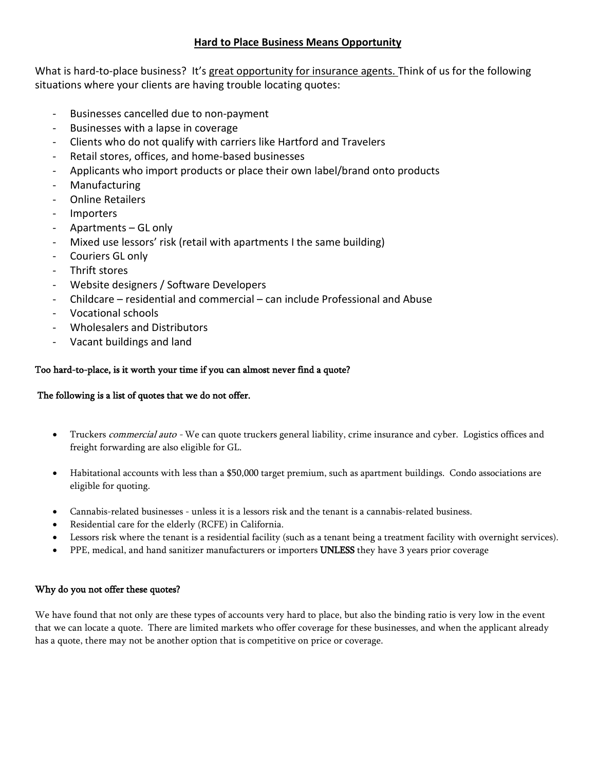## Hard to Place Business Means Opportunity

What is hard-to-place business? It's great opportunity for insurance agents. Think of us for the following situations where your clients are having trouble locating quotes:

- Businesses cancelled due to non-payment
- Businesses with a lapse in coverage
- Clients who do not qualify with carriers like Hartford and Travelers
- Retail stores, offices, and home-based businesses
- Applicants who import products or place their own label/brand onto products
- Manufacturing
- Online Retailers
- Importers
- Apartments – GL only
- Mixed use lessors' risk (retail with apartments I the same building)
- Couriers GL only
- Thrift stores
- Website designers / Software Developers
- Childcare – residential and commercial – can include Professional and Abuse
- Vocational schools
- Wholesalers and Distributors
- Vacant buildings and land

**Too hard-to-place, is it worth your time if you can almost never find a quote?**

**The following is a list of quotes that we do not offer.**

- Truckers *commercial auto* - We can quote truckers general liability, crime insurance and cyber. Logistics offices and freight forwarding are also eligible for GL.
- Habitational accounts with less than a $50,000 target premium, such as apartment buildings. Condo associations are eligible for quoting.
- Cannabis-related businesses - unless it is a lessors risk and the tenant is a cannabis-related business.
- Residential care for the elderly (RCFE) in California.
- Lessors risk where the tenant is a residential facility (such as a tenant being a treatment facility with overnight services).
- PPE, medical, and hand sanitizer manufacturers or importers UNLESS they have 3 years prior coverage

**Why do you not offer these quotes?**

We have found that not only are these types of accounts very hard to place, but also the binding ratio is very low in the event that we can locate a quote. There are limited markets who offer coverage for these businesses, and when the applicant already has a quote, there may not be another option that is competitive on price or coverage.